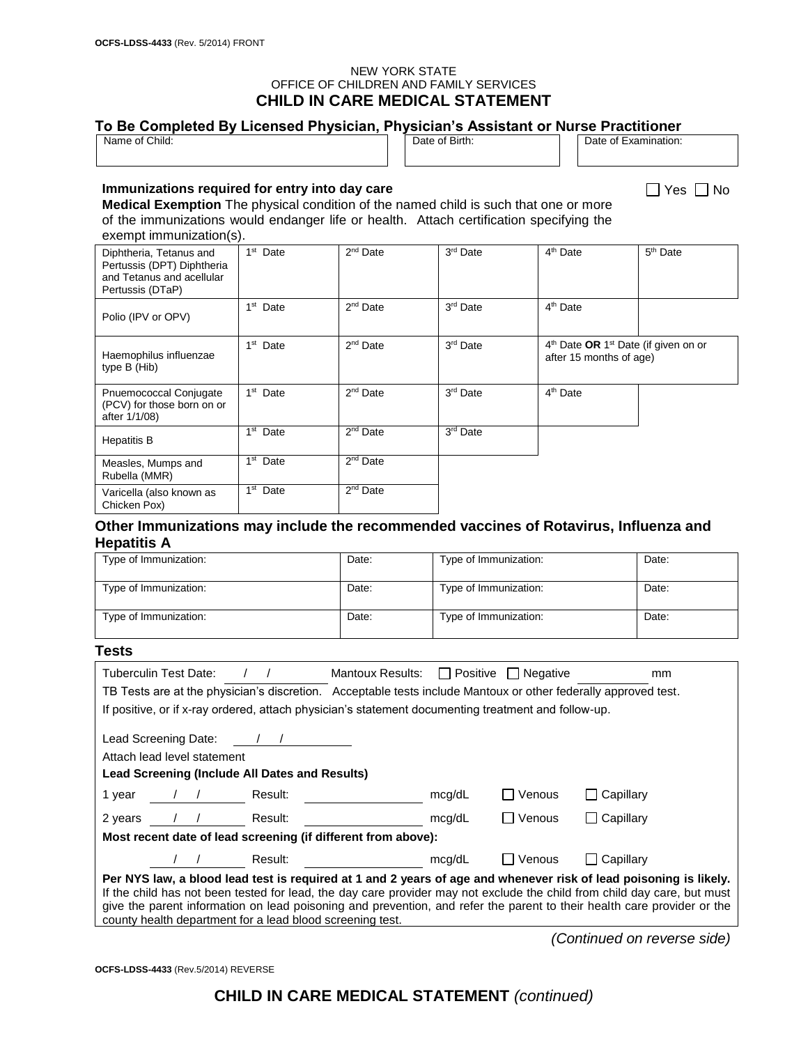OCFS-LDSS-4433 (Rev. 5/2014) FRONT

NEW YORK STATE
OFFICE OF CHILDREN AND FAMILY SERVICES

# CHILD IN CARE MEDICAL STATEMENT

## To Be Completed By Licensed Physician, Physician's Assistant or Nurse Practitioner

| Name of Child: | Date of Birth: | Date of Examination: |
|---|---|---|
| | | |

**Immunizations required for entry into day care** ☐ Yes ☐ No

**Medical Exemption** The physical condition of the named child is such that one or more of the immunizations would endanger life or health. Attach certification specifying the exempt immunization(s).

| | | | | | |
|---|---|---|---|---|---|
| Diphtheria, Tetanus and Pertussis (DPT) Diphtheria and Tetanus and acellular Pertussis (DTaP) | 1st Date | 2nd Date | 3rd Date | 4th Date | 5th Date |
| Polio (IPV or OPV) | 1st Date | 2nd Date | 3rd Date | 4th Date | |
| Haemophilus influenzae type B (Hib) | 1st Date | 2nd Date | 3rd Date | 4th Date **OR** 1st Date (if given on or after 15 months of age) | |
| Pnuemococcal Conjugate (PCV) for those born on or after 1/1/08) | 1st Date | 2nd Date | 3rd Date | 4th Date | |
| Hepatitis B | 1st Date | 2nd Date | 3rd Date | | |
| Measles, Mumps and Rubella (MMR) | 1st Date | 2nd Date | | | |
| Varicella (also known as Chicken Pox) | 1st Date | 2nd Date | | | |

## Other Immunizations may include the recommended vaccines of Rotavirus, Influenza and Hepatitis A

| Type of Immunization: | Date: | Type of Immunization: | Date: |
|---|---|---|---|
| Type of Immunization: | Date: | Type of Immunization: | Date: |
| Type of Immunization: | Date: | Type of Immunization: | Date: |

## Tests

Tuberculin Test Date: \_\_\_/\_\_\_/\_\_\_ Mantoux Results: ☐ Positive ☐ Negative \_\_\_\_\_\_\_\_ mm

TB Tests are at the physician's discretion. Acceptable tests include Mantoux or other federally approved test.

If positive, or if x-ray ordered, attach physician's statement documenting treatment and follow-up.

Lead Screening Date: \_\_\_/\_\_\_/\_\_\_

Attach lead level statement

**Lead Screening (Include All Dates and Results)**

1 year \_\_\_/\_\_\_/\_\_\_ Result: \_\_\_\_\_\_\_\_\_\_ mcg/dL ☐ Venous ☐ Capillary

2 years \_\_\_/\_\_\_/\_\_\_ Result: \_\_\_\_\_\_\_\_\_\_ mcg/dL ☐ Venous ☐ Capillary

**Most recent date of lead screening (if different from above):**

\_\_\_/\_\_\_/\_\_\_ Result: \_\_\_\_\_\_\_\_\_\_ mcg/dL ☐ Venous ☐ Capillary

**Per NYS law, a blood lead test is required at 1 and 2 years of age and whenever risk of lead poisoning is likely.** If the child has not been tested for lead, the day care provider may not exclude the child from child day care, but must give the parent information on lead poisoning and prevention, and refer the parent to their health care provider or the county health department for a lead blood screening test.

*(Continued on reverse side)*

OCFS-LDSS-4433 (Rev.5/2014) REVERSE

# CHILD IN CARE MEDICAL STATEMENT *(continued)*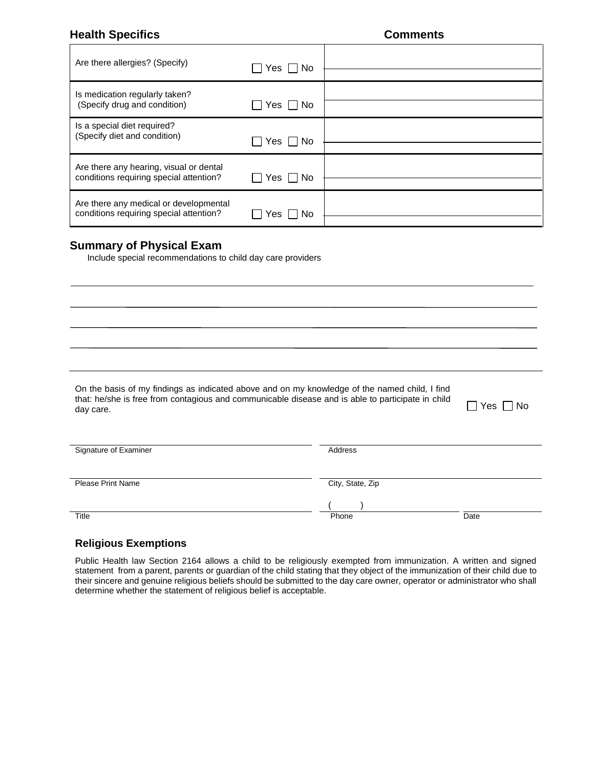## Health Specifics

| Health Specifics | | Comments |
| --- | --- | --- |
| Are there allergies? (Specify) | ☐ Yes ☐ No | |
| Is medication regularly taken? (Specify drug and condition) | ☐ Yes ☐ No | |
| Is a special diet required? (Specify diet and condition) | ☐ Yes ☐ No | |
| Are there any hearing, visual or dental conditions requiring special attention? | ☐ Yes ☐ No | |
| Are there any medical or developmental conditions requiring special attention? | ☐ Yes ☐ No | |

## Summary of Physical Exam

Include special recommendations to child day care providers

On the basis of my findings as indicated above and on my knowledge of the named child, I find that: he/she is free from contagious and communicable disease and is able to participate in child day care. ☐ Yes ☐ No

| | |
| --- | --- |
| Signature of Examiner | Address |
| Please Print Name | City, State, Zip |
| Title | Phone ( ) / Date |

## Religious Exemptions

Public Health law Section 2164 allows a child to be religiously exempted from immunization. A written and signed statement from a parent, parents or guardian of the child stating that they object of the immunization of their child due to their sincere and genuine religious beliefs should be submitted to the day care owner, operator or administrator who shall determine whether the statement of religious belief is acceptable.